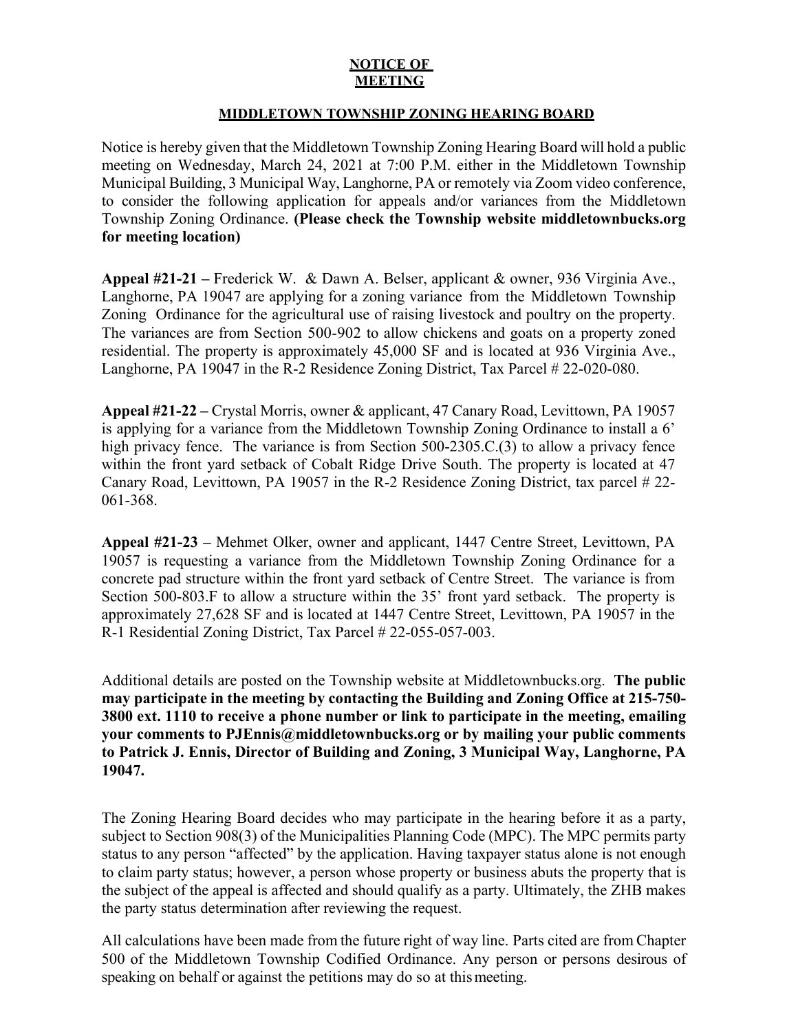**NOTICE OF MEETING**

**MIDDLETOWN TOWNSHIP ZONING HEARING BOARD**

Notice is hereby given that the Middletown Township Zoning Hearing Board will hold a public meeting on Wednesday, March 24, 2021 at 7:00 P.M. either in the Middletown Township Municipal Building, 3 Municipal Way, Langhorne, PA or remotely via Zoom video conference, to consider the following application for appeals and/or variances from the Middletown Township Zoning Ordinance. **(Please check the Township website middletownbucks.org for meeting location)**

**Appeal #21-21 –** Frederick W. & Dawn A. Belser, applicant & owner, 936 Virginia Ave., Langhorne, PA 19047 are applying for a zoning variance from the Middletown Township Zoning Ordinance for the agricultural use of raising livestock and poultry on the property. The variances are from Section 500-902 to allow chickens and goats on a property zoned residential. The property is approximately 45,000 SF and is located at 936 Virginia Ave., Langhorne, PA 19047 in the R-2 Residence Zoning District, Tax Parcel # 22-020-080.

**Appeal #21-22 –** Crystal Morris, owner & applicant, 47 Canary Road, Levittown, PA 19057 is applying for a variance from the Middletown Township Zoning Ordinance to install a 6' high privacy fence. The variance is from Section 500-2305.C.(3) to allow a privacy fence within the front yard setback of Cobalt Ridge Drive South. The property is located at 47 Canary Road, Levittown, PA 19057 in the R-2 Residence Zoning District, tax parcel # 22-061-368.

**Appeal #21-23 –** Mehmet Olker, owner and applicant, 1447 Centre Street, Levittown, PA 19057 is requesting a variance from the Middletown Township Zoning Ordinance for a concrete pad structure within the front yard setback of Centre Street. The variance is from Section 500-803.F to allow a structure within the 35' front yard setback. The property is approximately 27,628 SF and is located at 1447 Centre Street, Levittown, PA 19057 in the R-1 Residential Zoning District, Tax Parcel # 22-055-057-003.

Additional details are posted on the Township website at Middletownbucks.org. **The public may participate in the meeting by contacting the Building and Zoning Office at 215-750-3800 ext. 1110 to receive a phone number or link to participate in the meeting, emailing your comments to PJEnnis@middletownbucks.org or by mailing your public comments to Patrick J. Ennis, Director of Building and Zoning, 3 Municipal Way, Langhorne, PA 19047.**

The Zoning Hearing Board decides who may participate in the hearing before it as a party, subject to Section 908(3) of the Municipalities Planning Code (MPC). The MPC permits party status to any person "affected" by the application. Having taxpayer status alone is not enough to claim party status; however, a person whose property or business abuts the property that is the subject of the appeal is affected and should qualify as a party. Ultimately, the ZHB makes the party status determination after reviewing the request.

All calculations have been made from the future right of way line. Parts cited are from Chapter 500 of the Middletown Township Codified Ordinance. Any person or persons desirous of speaking on behalf or against the petitions may do so at this meeting.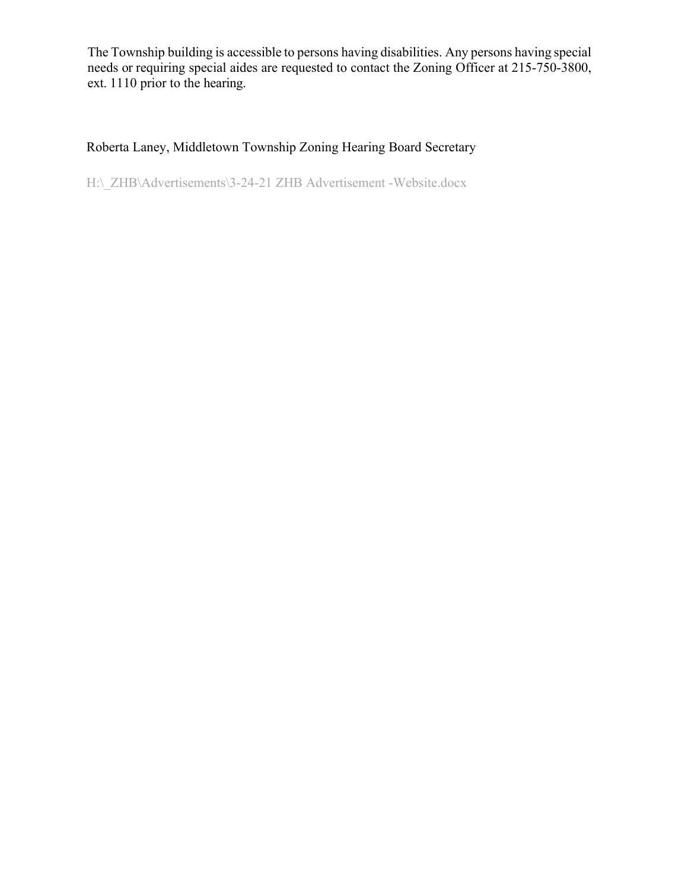The Township building is accessible to persons having disabilities. Any persons having special needs or requiring special aides are requested to contact the Zoning Officer at 215-750-3800, ext. 1110 prior to the hearing.

Roberta Laney, Middletown Township Zoning Hearing Board Secretary

H:\_ZHB\Advertisements\3-24-21 ZHB Advertisement -Website.docx